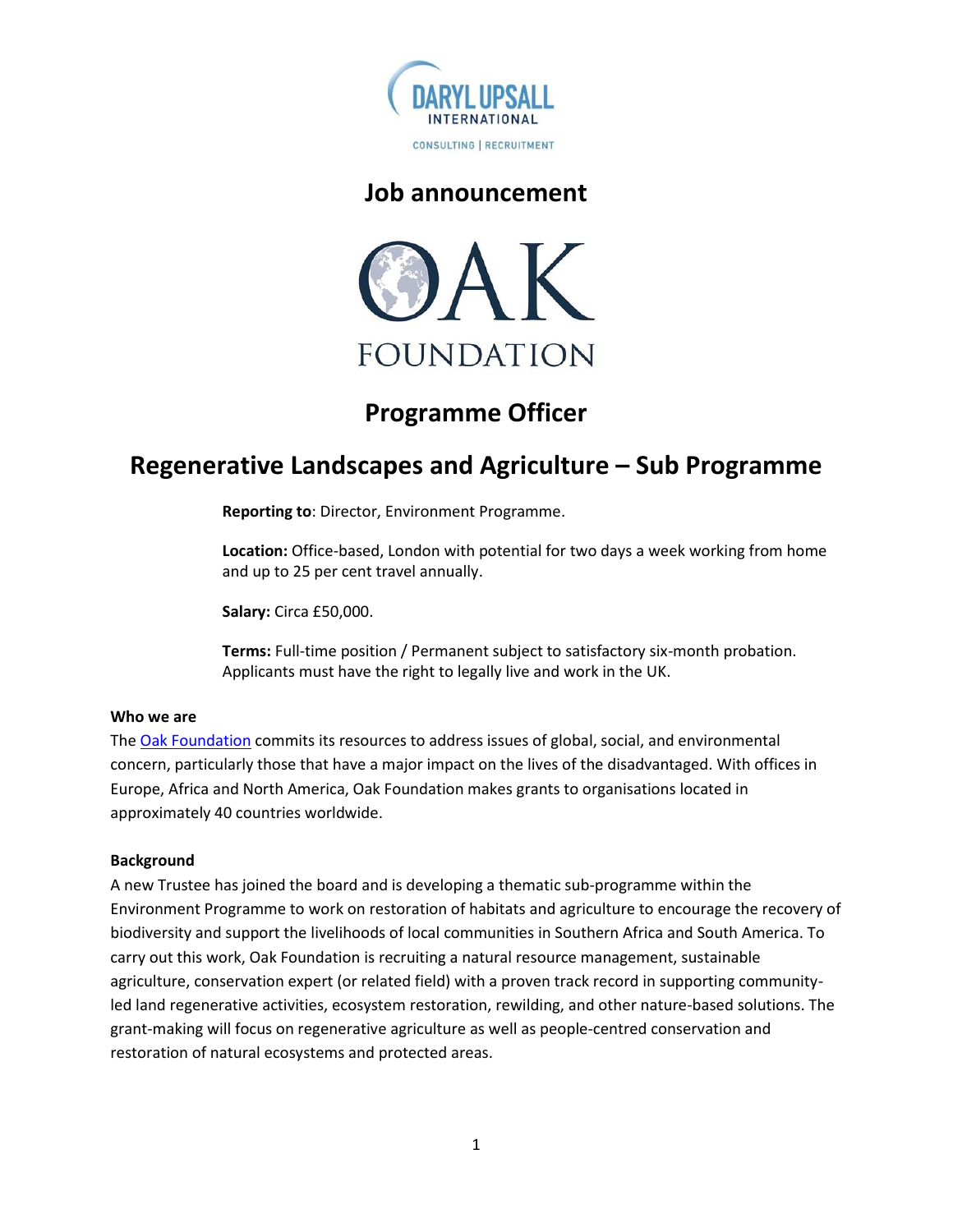# Job announcement

# Programme Officer

## Regenerative Landscapes and Agriculture – Sub Programme

**Reporting to**: Director, Environment Programme.

**Location:** Office-based, London with potential for two days a week working from home and up to 25 per cent travel annually.

**Salary:** Circa £50,000.

**Terms:** Full-time position / Permanent subject to satisfactory six-month probation. Applicants must have the right to legally live and work in the UK.

**Who we are**

The Oak Foundation commits its resources to address issues of global, social, and environmental concern, particularly those that have a major impact on the lives of the disadvantaged. With offices in Europe, Africa and North America, Oak Foundation makes grants to organisations located in approximately 40 countries worldwide.

**Background**

A new Trustee has joined the board and is developing a thematic sub-programme within the Environment Programme to work on restoration of habitats and agriculture to encourage the recovery of biodiversity and support the livelihoods of local communities in Southern Africa and South America. To carry out this work, Oak Foundation is recruiting a natural resource management, sustainable agriculture, conservation expert (or related field) with a proven track record in supporting community-led land regenerative activities, ecosystem restoration, rewilding, and other nature-based solutions. The grant-making will focus on regenerative agriculture as well as people-centred conservation and restoration of natural ecosystems and protected areas.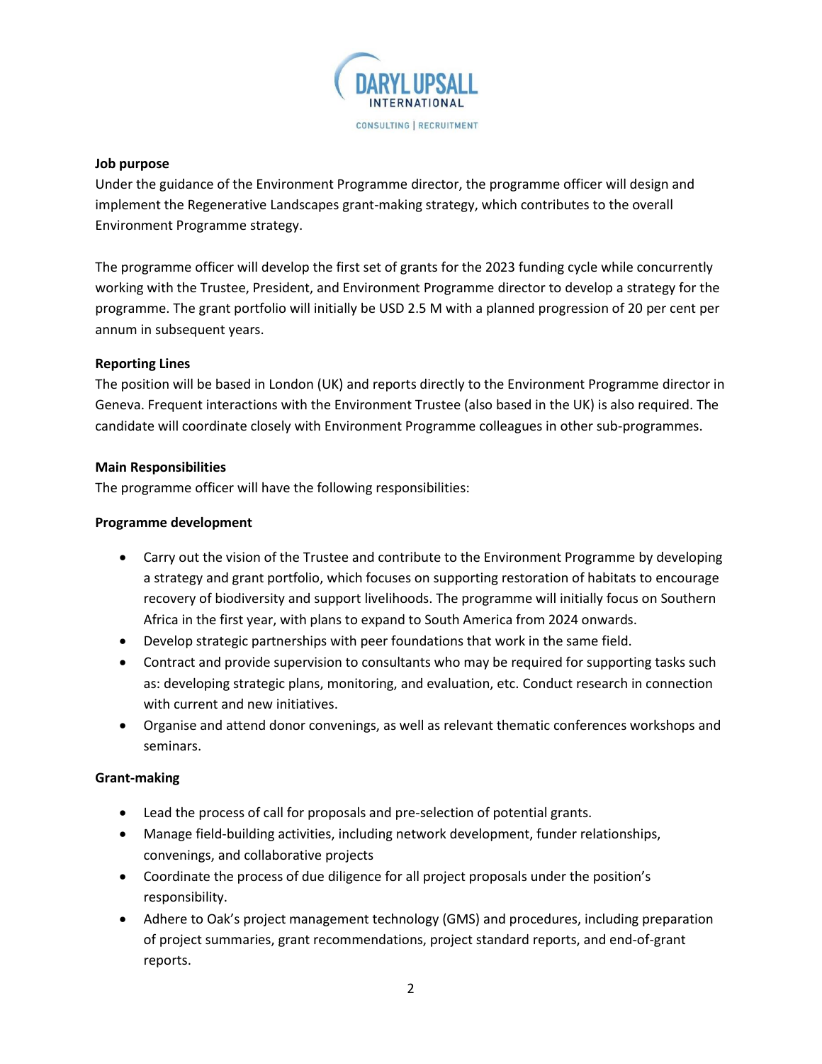**Job purpose**

Under the guidance of the Environment Programme director, the programme officer will design and implement the Regenerative Landscapes grant-making strategy, which contributes to the overall Environment Programme strategy.

The programme officer will develop the first set of grants for the 2023 funding cycle while concurrently working with the Trustee, President, and Environment Programme director to develop a strategy for the programme. The grant portfolio will initially be USD 2.5 M with a planned progression of 20 per cent per annum in subsequent years.

**Reporting Lines**

The position will be based in London (UK) and reports directly to the Environment Programme director in Geneva. Frequent interactions with the Environment Trustee (also based in the UK) is also required. The candidate will coordinate closely with Environment Programme colleagues in other sub-programmes.

**Main Responsibilities**

The programme officer will have the following responsibilities:

**Programme development**

- Carry out the vision of the Trustee and contribute to the Environment Programme by developing a strategy and grant portfolio, which focuses on supporting restoration of habitats to encourage recovery of biodiversity and support livelihoods. The programme will initially focus on Southern Africa in the first year, with plans to expand to South America from 2024 onwards.
- Develop strategic partnerships with peer foundations that work in the same field.
- Contract and provide supervision to consultants who may be required for supporting tasks such as: developing strategic plans, monitoring, and evaluation, etc. Conduct research in connection with current and new initiatives.
- Organise and attend donor convenings, as well as relevant thematic conferences workshops and seminars.

**Grant-making**

- Lead the process of call for proposals and pre-selection of potential grants.
- Manage field-building activities, including network development, funder relationships, convenings, and collaborative projects
- Coordinate the process of due diligence for all project proposals under the position's responsibility.
- Adhere to Oak's project management technology (GMS) and procedures, including preparation of project summaries, grant recommendations, project standard reports, and end-of-grant reports.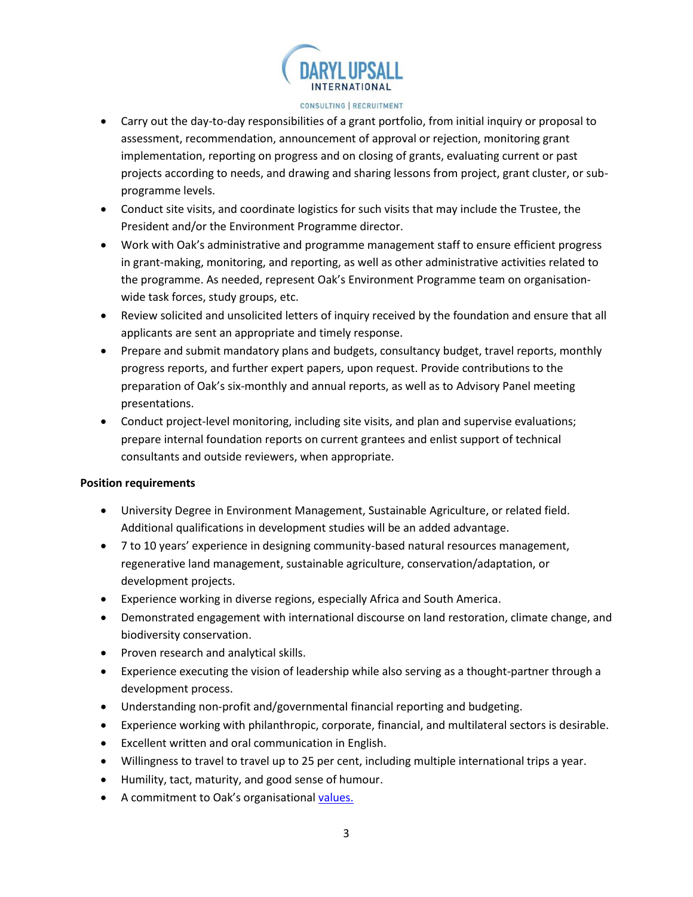- Carry out the day-to-day responsibilities of a grant portfolio, from initial inquiry or proposal to assessment, recommendation, announcement of approval or rejection, monitoring grant implementation, reporting on progress and on closing of grants, evaluating current or past projects according to needs, and drawing and sharing lessons from project, grant cluster, or sub-programme levels.
- Conduct site visits, and coordinate logistics for such visits that may include the Trustee, the President and/or the Environment Programme director.
- Work with Oak's administrative and programme management staff to ensure efficient progress in grant-making, monitoring, and reporting, as well as other administrative activities related to the programme. As needed, represent Oak's Environment Programme team on organisation-wide task forces, study groups, etc.
- Review solicited and unsolicited letters of inquiry received by the foundation and ensure that all applicants are sent an appropriate and timely response.
- Prepare and submit mandatory plans and budgets, consultancy budget, travel reports, monthly progress reports, and further expert papers, upon request. Provide contributions to the preparation of Oak's six-monthly and annual reports, as well as to Advisory Panel meeting presentations.
- Conduct project-level monitoring, including site visits, and plan and supervise evaluations; prepare internal foundation reports on current grantees and enlist support of technical consultants and outside reviewers, when appropriate.

**Position requirements**

- University Degree in Environment Management, Sustainable Agriculture, or related field. Additional qualifications in development studies will be an added advantage.
- 7 to 10 years' experience in designing community-based natural resources management, regenerative land management, sustainable agriculture, conservation/adaptation, or development projects.
- Experience working in diverse regions, especially Africa and South America.
- Demonstrated engagement with international discourse on land restoration, climate change, and biodiversity conservation.
- Proven research and analytical skills.
- Experience executing the vision of leadership while also serving as a thought-partner through a development process.
- Understanding non-profit and/governmental financial reporting and budgeting.
- Experience working with philanthropic, corporate, financial, and multilateral sectors is desirable.
- Excellent written and oral communication in English.
- Willingness to travel to travel up to 25 per cent, including multiple international trips a year.
- Humility, tact, maturity, and good sense of humour.
- A commitment to Oak's organisational values.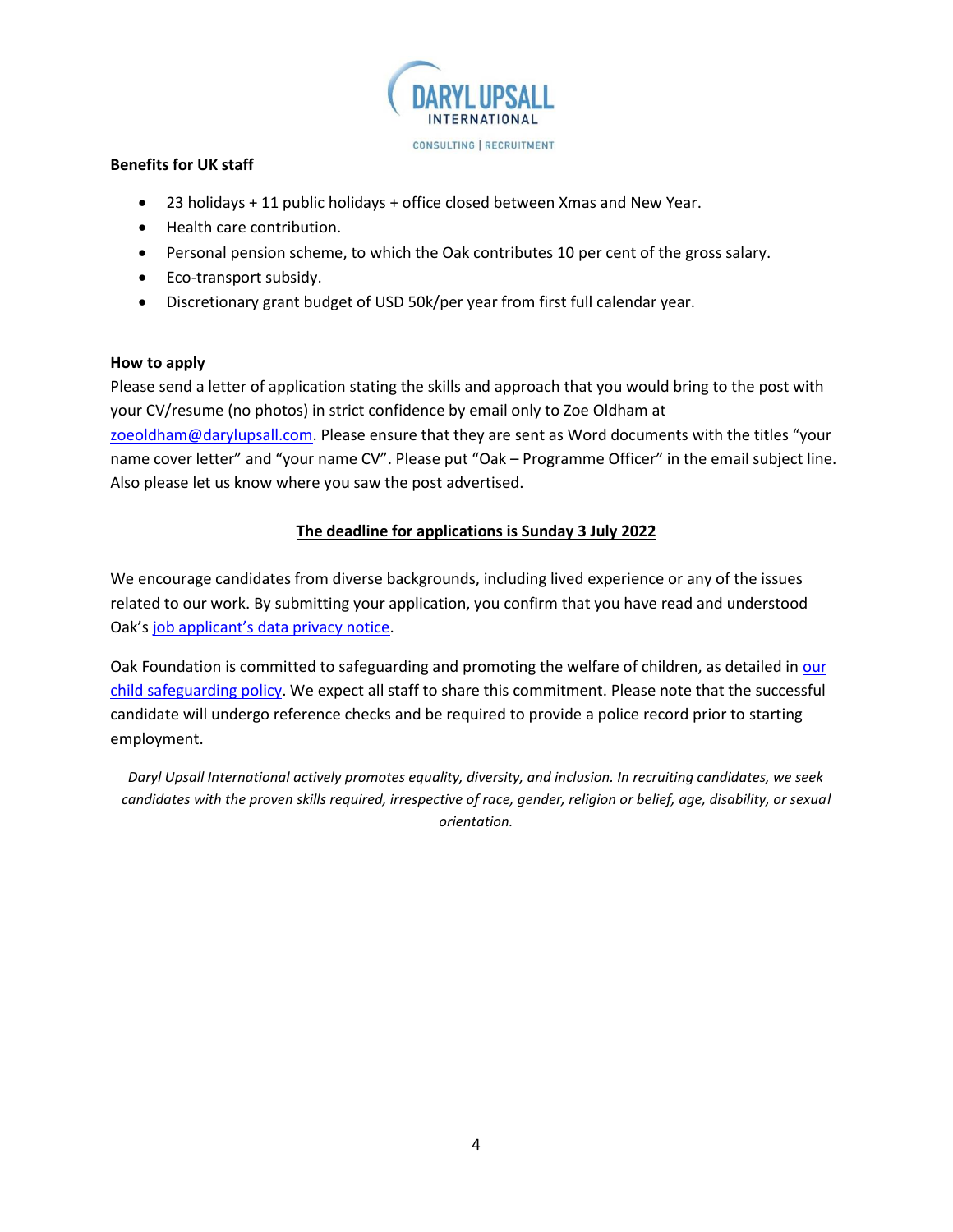**Benefits for UK staff**

- 23 holidays + 11 public holidays + office closed between Xmas and New Year.
- Health care contribution.
- Personal pension scheme, to which the Oak contributes 10 per cent of the gross salary.
- Eco-transport subsidy.
- Discretionary grant budget of USD 50k/per year from first full calendar year.

**How to apply**

Please send a letter of application stating the skills and approach that you would bring to the post with your CV/resume (no photos) in strict confidence by email only to Zoe Oldham at zoeoldham@darylupsall.com. Please ensure that they are sent as Word documents with the titles "your name cover letter" and "your name CV". Please put "Oak – Programme Officer" in the email subject line. Also please let us know where you saw the post advertised.

**The deadline for applications is Sunday 3 July 2022**

We encourage candidates from diverse backgrounds, including lived experience or any of the issues related to our work. By submitting your application, you confirm that you have read and understood Oak's job applicant's data privacy notice.

Oak Foundation is committed to safeguarding and promoting the welfare of children, as detailed in our child safeguarding policy. We expect all staff to share this commitment. Please note that the successful candidate will undergo reference checks and be required to provide a police record prior to starting employment.

*Daryl Upsall International actively promotes equality, diversity, and inclusion. In recruiting candidates, we seek candidates with the proven skills required, irrespective of race, gender, religion or belief, age, disability, or sexual orientation.*